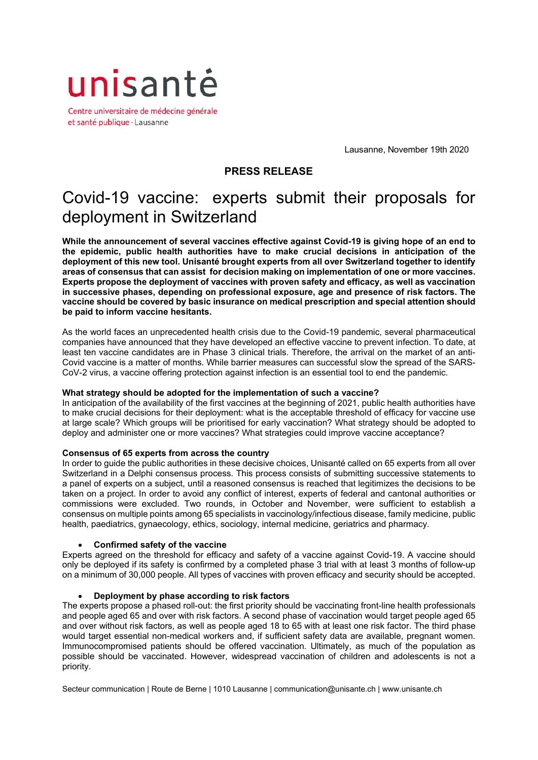unisanté

Centre universitaire de médecine générale et santé publique · Lausanne

Lausanne, November 19th 2020

**PRESS RELEASE**

# Covid-19 vaccine: experts submit their proposals for deployment in Switzerland

**While the announcement of several vaccines effective against Covid-19 is giving hope of an end to the epidemic, public health authorities have to make crucial decisions in anticipation of the deployment of this new tool. Unisanté brought experts from all over Switzerland together to identify areas of consensus that can assist for decision making on implementation of one or more vaccines. Experts propose the deployment of vaccines with proven safety and efficacy, as well as vaccination in successive phases, depending on professional exposure, age and presence of risk factors. The vaccine should be covered by basic insurance on medical prescription and special attention should be paid to inform vaccine hesitants.**

As the world faces an unprecedented health crisis due to the Covid-19 pandemic, several pharmaceutical companies have announced that they have developed an effective vaccine to prevent infection. To date, at least ten vaccine candidates are in Phase 3 clinical trials. Therefore, the arrival on the market of an anti-Covid vaccine is a matter of months. While barrier measures can successful slow the spread of the SARS-CoV-2 virus, a vaccine offering protection against infection is an essential tool to end the pandemic.

**What strategy should be adopted for the implementation of such a vaccine?**

In anticipation of the availability of the first vaccines at the beginning of 2021, public health authorities have to make crucial decisions for their deployment: what is the acceptable threshold of efficacy for vaccine use at large scale? Which groups will be prioritised for early vaccination? What strategy should be adopted to deploy and administer one or more vaccines? What strategies could improve vaccine acceptance?

**Consensus of 65 experts from across the country**

In order to guide the public authorities in these decisive choices, Unisanté called on 65 experts from all over Switzerland in a Delphi consensus process. This process consists of submitting successive statements to a panel of experts on a subject, until a reasoned consensus is reached that legitimizes the decisions to be taken on a project. In order to avoid any conflict of interest, experts of federal and cantonal authorities or commissions were excluded. Two rounds, in October and November, were sufficient to establish a consensus on multiple points among 65 specialists in vaccinology/infectious disease, family medicine, public health, paediatrics, gynaecology, ethics, sociology, internal medicine, geriatrics and pharmacy.

- **Confirmed safety of the vaccine**

Experts agreed on the threshold for efficacy and safety of a vaccine against Covid-19. A vaccine should only be deployed if its safety is confirmed by a completed phase 3 trial with at least 3 months of follow-up on a minimum of 30,000 people. All types of vaccines with proven efficacy and security should be accepted.

- **Deployment by phase according to risk factors**

The experts propose a phased roll-out: the first priority should be vaccinating front-line health professionals and people aged 65 and over with risk factors. A second phase of vaccination would target people aged 65 and over without risk factors, as well as people aged 18 to 65 with at least one risk factor. The third phase would target essential non-medical workers and, if sufficient safety data are available, pregnant women. Immunocompromised patients should be offered vaccination. Ultimately, as much of the population as possible should be vaccinated. However, widespread vaccination of children and adolescents is not a priority.

Secteur communication | Route de Berne | 1010 Lausanne | communication@unisante.ch | www.unisante.ch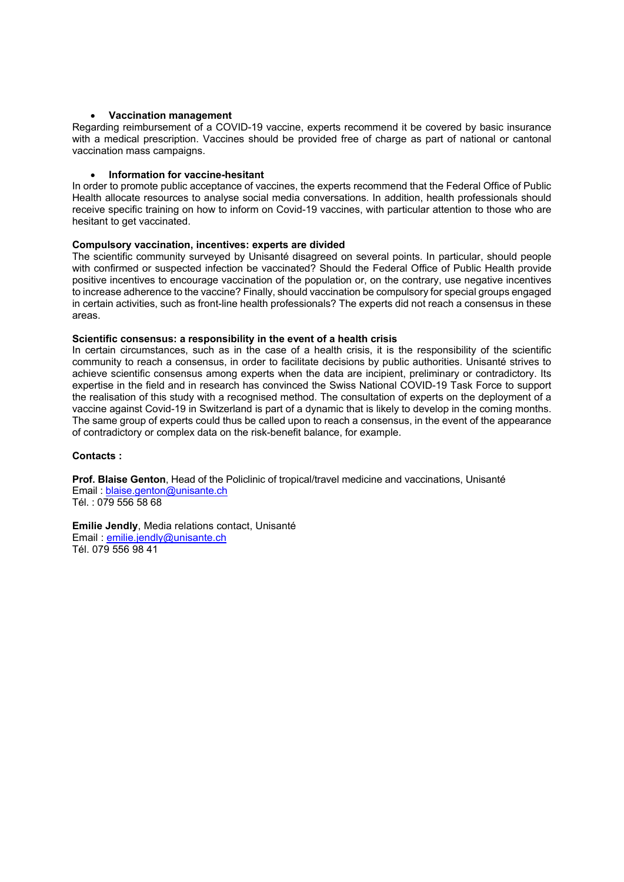- **Vaccination management**

Regarding reimbursement of a COVID-19 vaccine, experts recommend it be covered by basic insurance with a medical prescription. Vaccines should be provided free of charge as part of national or cantonal vaccination mass campaigns.

- **Information for vaccine-hesitant**

In order to promote public acceptance of vaccines, the experts recommend that the Federal Office of Public Health allocate resources to analyse social media conversations. In addition, health professionals should receive specific training on how to inform on Covid-19 vaccines, with particular attention to those who are hesitant to get vaccinated.

**Compulsory vaccination, incentives: experts are divided**

The scientific community surveyed by Unisanté disagreed on several points. In particular, should people with confirmed or suspected infection be vaccinated? Should the Federal Office of Public Health provide positive incentives to encourage vaccination of the population or, on the contrary, use negative incentives to increase adherence to the vaccine? Finally, should vaccination be compulsory for special groups engaged in certain activities, such as front-line health professionals? The experts did not reach a consensus in these areas.

**Scientific consensus: a responsibility in the event of a health crisis**

In certain circumstances, such as in the case of a health crisis, it is the responsibility of the scientific community to reach a consensus, in order to facilitate decisions by public authorities. Unisanté strives to achieve scientific consensus among experts when the data are incipient, preliminary or contradictory. Its expertise in the field and in research has convinced the Swiss National COVID-19 Task Force to support the realisation of this study with a recognised method. The consultation of experts on the deployment of a vaccine against Covid-19 in Switzerland is part of a dynamic that is likely to develop in the coming months. The same group of experts could thus be called upon to reach a consensus, in the event of the appearance of contradictory or complex data on the risk-benefit balance, for example.

**Contacts :**

**Prof. Blaise Genton**, Head of the Policlinic of tropical/travel medicine and vaccinations, Unisanté
Email : blaise.genton@unisante.ch
Tél. : 079 556 58 68

**Emilie Jendly**, Media relations contact, Unisanté
Email : emilie.jendly@unisante.ch
Tél. 079 556 98 41